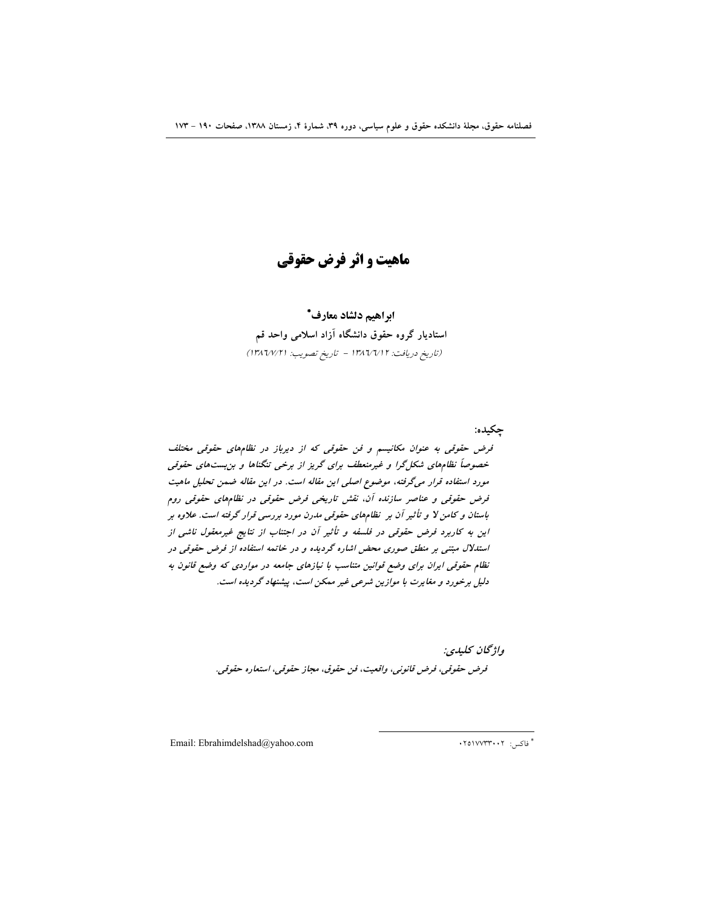# ماهیت و اثر فرض حقوقی

**ابراهیم دلشاد معارف***

**استادیار گروه حقوق دانشگاه آزاد اسلامی واحد قم**

*(تاریخ دریافت: ۱۳۸٦/٦/۱۲ - تاریخ تصویب: ۱۳۸٦/۷/۲۱)*

**چکیده:**

***فرض حقوقی به عنوان مکانیسم و فن حقوقی که از دیرباز در نظام‌های حقوقی مختلف خصوصاً نظام‌های شکل‌گرا و غیرمنعطف برای گریز از برخی تنگناها و بن‌بست‌های حقوقی مورد استفاده قرار می‌گرفته، موضوع اصلی این مقاله است. در این مقاله ضمن تحلیل ماهیت فرض حقوقی و عناصر سازنده آن، نقش تاریخی فرض حقوقی در نظام‌های حقوقی روم باستان و کامن لا و تأثیر آن بر نظام‌های حقوقی مدرن مورد بررسی قرار گرفته است. علاوه بر این به کاربرد فرض حقوقی در فلسفه و تأثیر آن در اجتناب از نتایج غیرمعقول ناشی از استدلال مبتنی بر منطق صوری محض اشاره گردیده و در خاتمه استفاده از فرض حقوقی در نظام حقوقی ایران برای وضع قوانین متناسب با نیازهای جامعه در مواردی که وضع قانون به دلیل برخورد و مغایرت با موازین شرعی غیر ممکن است، پیشنهاد گردیده است.***

***واژگان کلیدی:***

*فرض حقوقی، فرض قانونی، واقعیت، فن حقوق، مجاز حقوقی، استعاره حقوقی.*

---

* فاکس: ۰۲۵۱۷۷۳۳۰۰۲

Email: Ebrahimdelshad@yahoo.com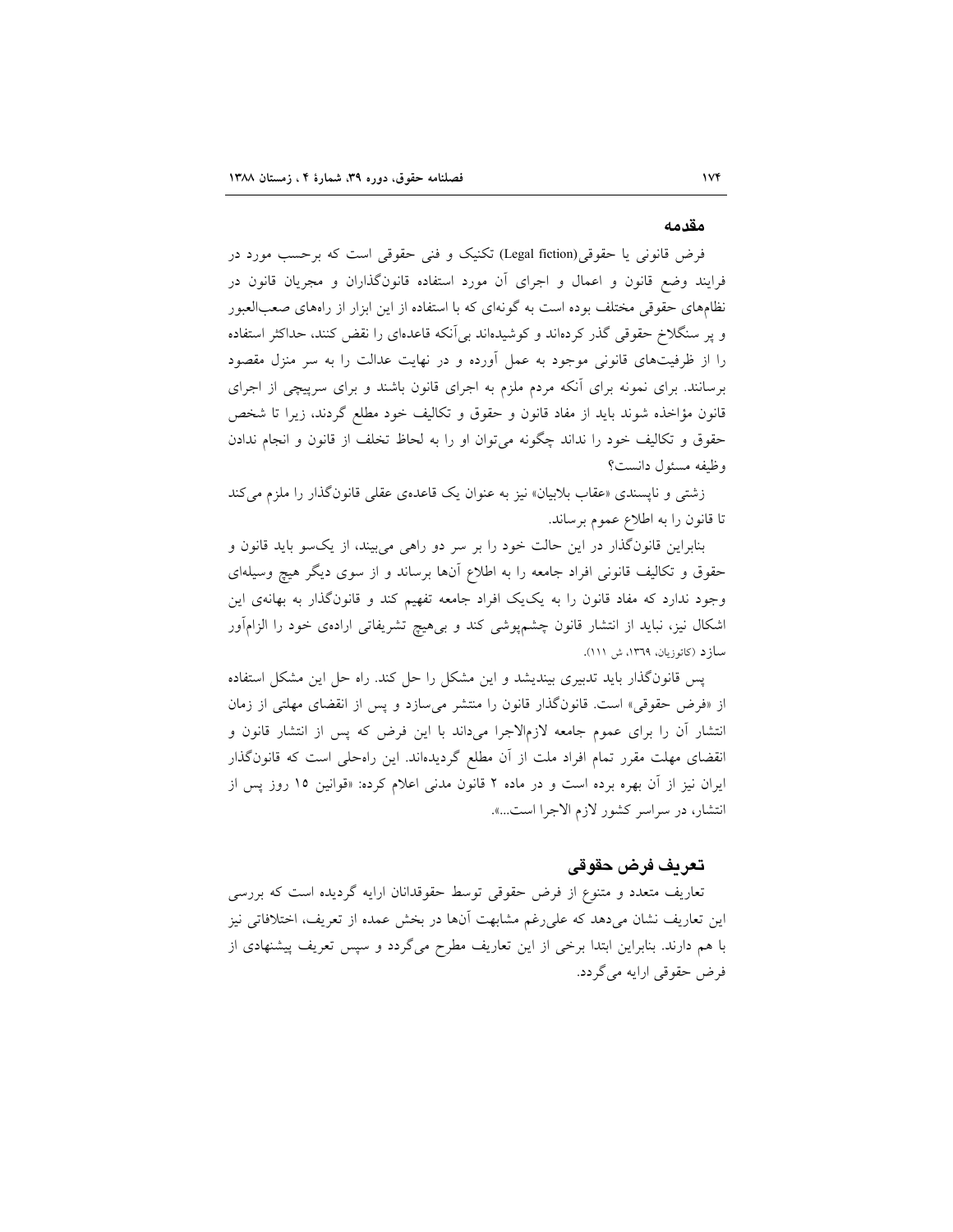## مقدمه

فرض قانونی یا حقوقی(Legal fiction) تکنیک و فنی حقوقی است که برحسب مورد در فرایند وضع قانون و اعمال و اجرای آن مورد استفاده قانون‌گذاران و مجریان قانون در نظام‌های حقوقی مختلف بوده است به گونه‌ای که با استفاده از این ابزار از راه‌های صعب‌العبور و پر سنگلاخ حقوقی گذر کرده‌اند و کوشیده‌اند بی‌آنکه قاعده‌ای را نقض کنند، حداکثر استفاده را از ظرفیت‌های قانونی موجود به عمل آورده و در نهایت عدالت را به سر منزل مقصود برسانند. برای نمونه برای آنکه مردم ملزم به اجرای قانون باشند و برای سرپیچی از اجرای قانون مؤاخذه شوند باید از مفاد قانون و حقوق و تکالیف خود مطلع گردند، زیرا تا شخص حقوق و تکالیف خود را نداند چگونه می‌توان او را به لحاظ تخلف از قانون و انجام ندادن وظیفه مسئول دانست؟

زشتی و ناپسندی «عقاب بلابیان» نیز به عنوان یک قاعده‌ی عقلی قانون‌گذار را ملزم می‌کند تا قانون را به اطلاع عموم برساند.

بنابراین قانون‌گذار در این حالت خود را بر سر دو راهی می‌بیند، از یک‌سو باید قانون و حقوق و تکالیف قانونی افراد جامعه را به اطلاع آن‌ها برساند و از سوی دیگر هیچ وسیله‌ای وجود ندارد که مفاد قانون را به یک‌یک افراد جامعه تفهیم کند و قانون‌گذار به بهانه‌ی این اشکال نیز، نباید از انتشار قانون چشم‌پوشی کند و بی‌هیچ تشریفاتی اراده‌ی خود را الزام‌آور سازد (کاتوزیان، ١٣٦٩، ش ١١١).

پس قانون‌گذار باید تدبیری بیندیشد و این مشکل را حل کند. راه حل این مشکل استفاده از «فرض حقوقی» است. قانون‌گذار قانون را منتشر می‌سازد و پس از انقضای مهلتی از زمان انتشار آن را برای عموم جامعه لازم‌الاجرا می‌داند با این فرض که پس از انتشار قانون و انقضای مهلت مقرر تمام افراد ملت از آن مطلع گردیده‌اند. این راه‌حلی است که قانون‌گذار ایران نیز از آن بهره برده است و در ماده ٢ قانون مدنی اعلام کرده: «قوانین ١٥ روز پس از انتشار، در سراسر کشور لازم الاجرا است...».

## تعریف فرض حقوقی

تعاریف متعدد و متنوع از فرض حقوقی توسط حقوقدانان ارایه گردیده است که بررسی این تعاریف نشان می‌دهد که علی‌رغم مشابهت آن‌ها در بخش عمده از تعریف، اختلافاتی نیز با هم دارند. بنابراین ابتدا برخی از این تعاریف مطرح می‌گردد و سپس تعریف پیشنهادی از فرض حقوقی ارایه می‌گردد.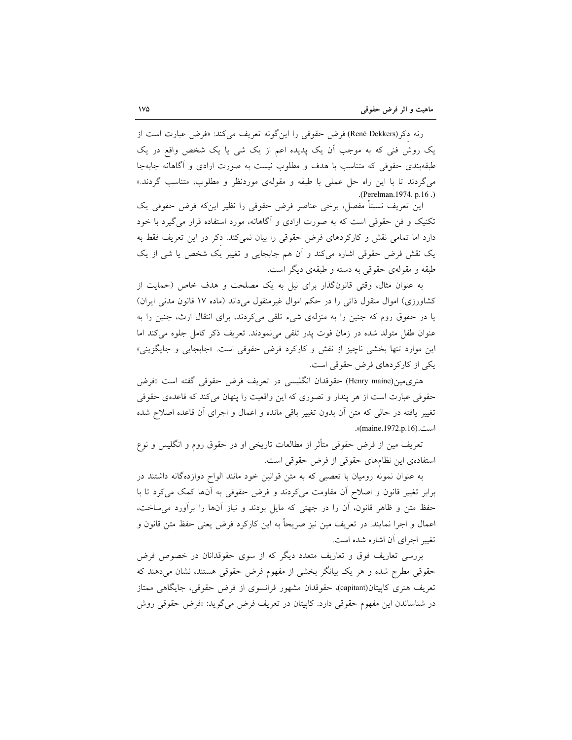رنه دکر(René Dekkers) فرض حقوقی را این‌گونه تعریف می‌کند: «فرض عبارت است از یک روش فنی که به موجب آن یک پدیده اعم از یک شی یا یک شخص واقع در یک طبقه‌بندی حقوقی که متناسب با هدف و مطلوب نیست به صورت ارادی و آگاهانه جابه‌جا می‌گردند تا با این راه حل عملی با طبقه و مقوله‌ی موردنظر و مطلوب، متناسب گردند.» (Perelman.1974. p.16 .).

این تعریف نسبتاً مفصل، برخی عناصر فرض حقوقی را نظیر این‌که فرض حقوقی یک تکنیک و فن حقوقی است که به صورت ارادی و آگاهانه، مورد استفاده قرار می‌گیرد با خود دارد اما تمامی نقش و کارکردهای فرض حقوقی را بیان نمی‌کند. دکر در این تعریف فقط به یک نقش فرض حقوقی اشاره می‌کند و آن هم جابجایی و تغییر یک شخص یا شی از یک طبقه و مقوله‌ی حقوقی به دسته و طبقه‌ی دیگر است.

به عنوان مثال، وقتی قانون‌گذار برای نیل به یک مصلحت و هدف خاص (حمایت از کشاورزی) اموال منقول ذاتی را در حکم اموال غیرمنقول می‌داند (ماده ۱۷ قانون مدنی ایران) یا در حقوق روم که جنین را به منزله‌ی شیء تلقی می‌کردند، برای انتقال ارث، جنین را به عنوان طفل متولد شده در زمان فوت پدر تلقی می‌نمودند. تعریف ذکر کامل جلوه می‌کند اما این موارد تنها بخشی ناچیز از نقش و کارکرد فرض حقوقی است. «جابجایی و جایگزینی» یکی از کارکردهای فرض حقوقی است.

هنری‌مین(Henry maine) حقوقدان انگلیسی در تعریف فرض حقوقی گفته است «فرض حقوقی عبارت است از هر پندار و تصوری که این واقعیت را پنهان می‌کند که قاعده‌ی حقوقی تغییر یافته در حالی که متن آن بدون تغییر باقی مانده و اعمال و اجرای آن قاعده اصلاح شده است.(maine.1972.p.16)».

تعریف مین از فرض حقوقی متأثر از مطالعات تاریخی او در حقوق روم و انگلیس و نوع استفاده‌ی این نظام‌های حقوقی از فرض حقوقی است.

به عنوان نمونه رومیان با تعصبی که به متن قوانین خود مانند الواح دوازده‌گانه داشتند در برابر تغییر قانون و اصلاح آن مقاومت می‌کردند و فرض حقوقی به آن‌ها کمک می‌کرد تا با حفظ متن و ظاهر قانون، آن را در جهتی که مایل بودند و نیاز آن‌ها را برآورد می‌ساخت، اعمال و اجرا نمایند. در تعریف مین نیز صریحاً به این کارکرد فرض یعنی حفظ متن قانون و تغییر اجرای آن اشاره شده است.

بررسی تعاریف فوق و تعاریف متعدد دیگر که از سوی حقوقدانان در خصوص فرض حقوقی مطرح شده و هر یک بیانگر بخشی از مفهوم فرض حقوقی هستند، نشان می‌دهند که تعریف هنری کاپیتان(capitant)، حقوقدان مشهور فرانسوی از فرض حقوقی، جایگاهی ممتاز در شناساندن این مفهوم حقوقی دارد. کاپیتان در تعریف فرض می‌گوید: «فرض حقوقی روش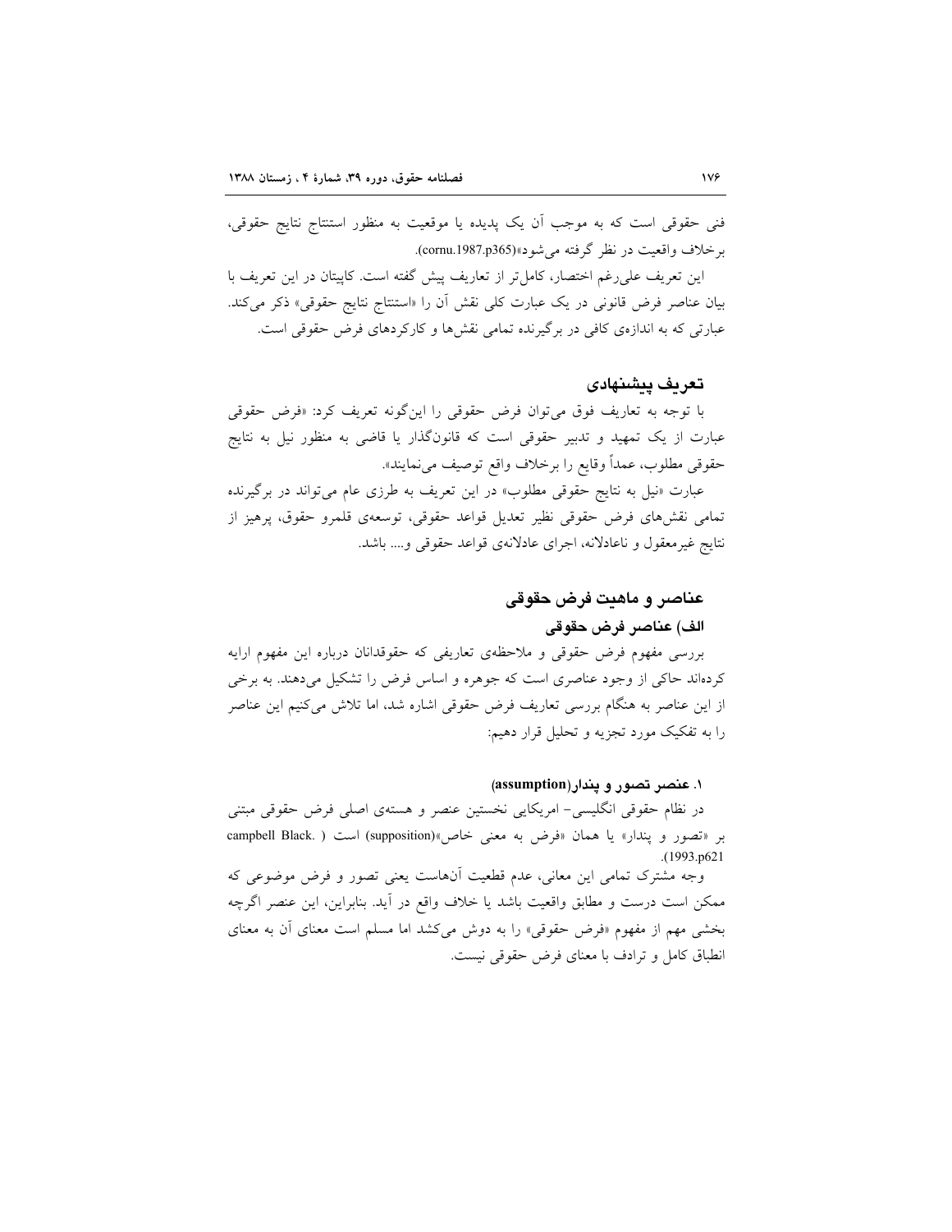فنی حقوقی است که به موجب آن یک پدیده یا موقعیت به منظور استنتاج نتایج حقوقی، برخلاف واقعیت در نظر گرفته می‌شود»(cornu.1987.p365).

این تعریف علی‌رغم اختصار، کامل‌تر از تعاریف پیش گفته است. کاپیتان در این تعریف با بیان عناصر فرض قانونی در یک عبارت کلی نقش آن را «استنتاج نتایج حقوقی» ذکر می‌کند. عبارتی که به اندازه‌ی کافی در برگیرنده تمامی نقش‌ها و کارکردهای فرض حقوقی است.

## تعریف پیشنهادی

با توجه به تعاریف فوق می‌توان فرض حقوقی را این‌گونه تعریف کرد: «فرض حقوقی عبارت از یک تمهید و تدبیر حقوقی است که قانون‌گذار یا قاضی به منظور نیل به نتایج حقوقی مطلوب، عمداً وقایع را برخلاف واقع توصیف می‌نمایند».

عبارت «نیل به نتایج حقوقی مطلوب» در این تعریف به طرزی عام می‌تواند در برگیرنده تمامی نقش‌های فرض حقوقی نظیر تعدیل قواعد حقوقی، توسعه‌ی قلمرو حقوق، پرهیز از نتایج غیرمعقول و ناعادلانه، اجرای عادلانه‌ی قواعد حقوقی و.... باشد.

## عناصر و ماهیت فرض حقوقی

### الف) عناصر فرض حقوقی

بررسی مفهوم فرض حقوقی و ملاحظه‌ی تعاریفی که حقوقدانان درباره این مفهوم ارایه کرده‌اند حاکی از وجود عناصری است که جوهره و اساس فرض را تشکیل می‌دهند. به برخی از این عناصر به هنگام بررسی تعاریف فرض حقوقی اشاره شد، اما تلاش می‌کنیم این عناصر را به تفکیک مورد تجزیه و تحلیل قرار دهیم:

#### ۱. عنصر تصور و پندار(assumption)

در نظام حقوقی انگلیسی- امریکایی نخستین عنصر و هسته‌ی اصلی فرض حقوقی مبتنی بر «تصور و پندار» یا همان «فرض به معنی خاص»(supposition) است ( campbell Black. 1993.p621).

وجه مشترک تمامی این معانی، عدم قطعیت آن‌هاست یعنی تصور و فرض موضوعی که ممکن است درست و مطابق واقعیت باشد یا خلاف واقع در آید. بنابراین، این عنصر اگرچه بخشی مهم از مفهوم «فرض حقوقی» را به دوش می‌کشد اما مسلم است معنای آن به معنای انطباق کامل و ترادف با معنای فرض حقوقی نیست.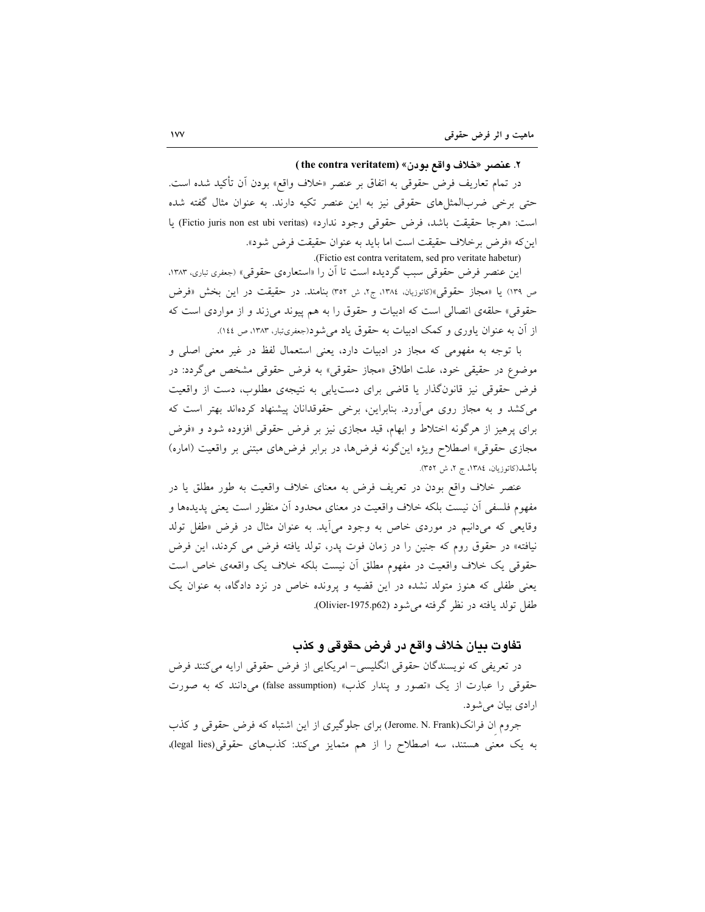### ۲. عنصر «خلاف واقع بودن» (the contra veritatem)

در تمام تعاریف فرض حقوقی به اتفاق بر عنصر «خلاف واقع» بودن آن تأکید شده است. حتی برخی ضرب‌المثل‌های حقوقی نیز به این عنصر تکیه دارند. به عنوان مثال گفته شده است: «هرجا حقیقت باشد، فرض حقوقی وجود ندارد» (Fictio juris non est ubi veritas) یا این‌که «فرض برخلاف حقیقت است اما باید به عنوان حقیقت فرض شود».
(Fictio est contra veritatem, sed pro veritate habetur).

این عنصر فرض حقوقی سبب گردیده است تا آن را «استعاره‌ی حقوقی» (جعفری تباری، ۱۳۸۳، ص ۱۳۹) یا «مجاز حقوقی»(کاتوزیان، ۱۳۸٤، ج۲، ش ۳۵۲) بنامند. در حقیقت در این بخش «فرض حقوقی» حلقه‌ی اتصالی است که ادبیات و حقوق را به هم پیوند می‌زند و از مواردی است که از آن به عنوان یاوری و کمک ادبیات به حقوق یاد می‌شود(جعفری‌تبار، ۱۳۸۳، ص ١٤٤).

با توجه به مفهومی که مجاز در ادبیات دارد، یعنی استعمال لفظ در غیر معنی اصلی و موضوع در حقیقی خود، علت اطلاق «مجاز حقوقی» به فرض حقوقی مشخص می‌گردد: در فرض حقوقی نیز قانونگذار یا قاضی برای دست‌یابی به نتیجه‌ی مطلوب، دست از واقعیت می‌کشد و به مجاز روی می‌آورد. بنابراین، برخی حقوقدانان پیشنهاد کرده‌اند بهتر است که برای پرهیز از هرگونه اختلاط و ابهام، قید مجازی نیز بر فرض حقوقی افزوده شود و «فرض مجازی حقوقی» اصطلاح ویژه این‌گونه فرض‌ها، در برابر فرض‌های مبتنی بر واقعیت (اماره) باشد(کاتوزیان، ۱۳۸٤، ج ۲، ش ۳۵۲).

عنصر خلاف واقع بودن در تعریف فرض به معنای خلاف واقعیت به طور مطلق یا در مفهوم فلسفی آن نیست بلکه خلاف واقعیت در معنای محدود آن منظور است یعنی پدیده‌ها و وقایعی که می‌دانیم در موردی خاص به وجود می‌آید. به عنوان مثال در فرض «طفل تولد نیافته» در حقوق روم که جنین را در زمان فوت پدر، تولد یافته فرض می کردند، این فرض حقوقی یک خلاف واقعیت در مفهوم مطلق آن نیست بلکه خلاف یک واقعه‌ی خاص است یعنی طفلی که هنوز متولد نشده در این قضیه و پرونده خاص در نزد دادگاه، به عنوان یک طفل تولد یافته در نظر گرفته می‌شود (Olivier-1975.p62).

## تفاوت بیان خلاف واقع در فرض حقوقی و کذب

در تعریفی که نویسندگان حقوقی انگلیسی- امریکایی از فرض حقوقی ارایه می‌کنند فرض حقوقی را عبارت از یک «تصور و پندار کذب» (false assumption) می‌دانند که به صورت ارادی بیان می‌شود.

جروم اِن فرانک(Jerome. N. Frank) برای جلوگیری از این اشتباه که فرض حقوقی و کذب به یک معنی هستند، سه اصطلاح را از هم متمایز می‌کند: کذب‌های حقوقی(legal lies)،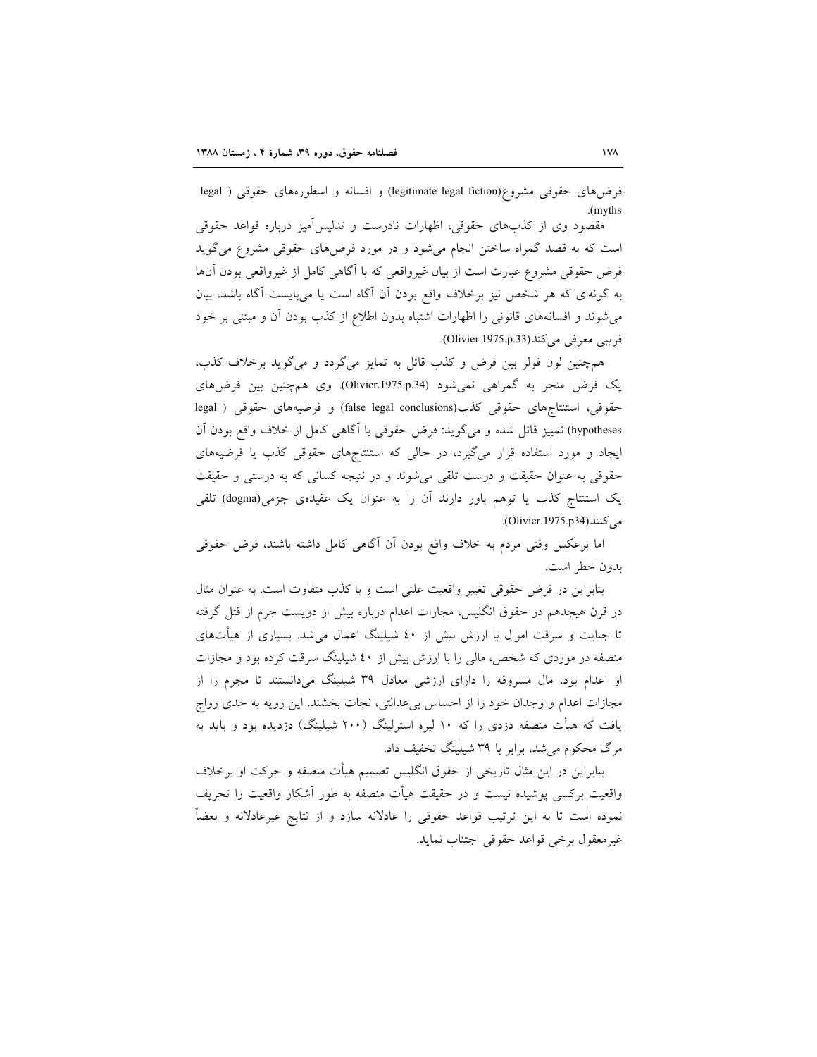فرض‌های حقوقی مشروع(legitimate legal fiction) و افسانه و اسطوره‌های حقوقی ( legal myths).

مقصود وی از کذب‌های حقوقی، اظهارات نادرست و تدلیس‌آمیز درباره قواعد حقوقی است که به قصد گمراه ساختن انجام می‌شود و در مورد فرض‌های حقوقی مشروع می‌گوید فرض حقوقی مشروع عبارت است از بیان غیرواقعی که با آگاهی کامل از غیرواقعی بودن آن‌ها به گونه‌ای که هر شخص نیز برخلاف واقع بودن آن آگاه است یا می‌بایست آگاه باشد، بیان می‌شوند و افسانه‌های قانونی را اظهارات اشتباه بدون اطلاع از کذب بودن آن و مبتنی بر خود فریبی معرفی می‌کند(Olivier.1975.p.33).

همچنین لون فولر بین فرض و کذب قائل به تمایز می‌گردد و می‌گوید برخلاف کذب، یک فرض منجر به گمراهی نمی‌شود (Olivier.1975.p.34). وی همچنین بین فرض‌های حقوقی، استنتاج‌های حقوقی کذب(false legal conclusions) و فرضیه‌های حقوقی ( legal hypotheses) تمییز قائل شده و می‌گوید: فرض حقوقی با آگاهی کامل از خلاف واقع بودن آن ایجاد و مورد استفاده قرار می‌گیرد، در حالی که استنتاج‌های حقوقی کذب یا فرضیه‌های حقوقی به عنوان حقیقت و درست تلقی می‌شوند و در نتیجه کسانی که به درستی و حقیقت یک استنتاج کذب یا توهم باور دارند آن را به عنوان یک عقیده‌ی جزمی(dogma) تلقی می‌کنند(Olivier.1975.p34).

اما برعکس وقتی مردم به خلاف واقع بودن آن آگاهی کامل داشته باشند، فرض حقوقی بدون خطر است.

بنابراین در فرض حقوقی تغییر واقعیت علنی است و با کذب متفاوت است. به عنوان مثال در قرن هیجدهم در حقوق انگلیس، مجازات اعدام درباره بیش از دویست جرم از قتل گرفته تا جنایت و سرقت اموال با ارزش بیش از ۴۰ شیلینگ اعمال می‌شد. بسیاری از هیأت‌های منصفه در موردی که شخص، مالی را با ارزش بیش از ۴۰ شیلینگ سرقت کرده بود و مجازات او اعدام بود، مال مسروقه را دارای ارزشی معادل ۳۹ شیلینگ می‌دانستند تا مجرم را از مجازات اعدام و وجدان خود را از احساس بی‌عدالتی، نجات بخشند. این رویه به حدی رواج یافت که هیأت منصفه دزدی را که ۱۰ لیره استرلینگ (۲۰۰ شیلینگ) دزدیده بود و باید به مرگ محکوم می‌شد، برابر با ۳۹ شیلینگ تخفیف داد.

بنابراین در این مثال تاریخی از حقوق انگلیس تصمیم هیأت منصفه و حرکت او برخلاف واقعیت برکسی پوشیده نیست و در حقیقت هیأت منصفه به طور آشکار واقعیت را تحریف نموده است تا به این ترتیب قواعد حقوقی را عادلانه سازد و از نتایج غیرعادلانه و بعضاً غیرمعقول برخی قواعد حقوقی اجتناب نماید.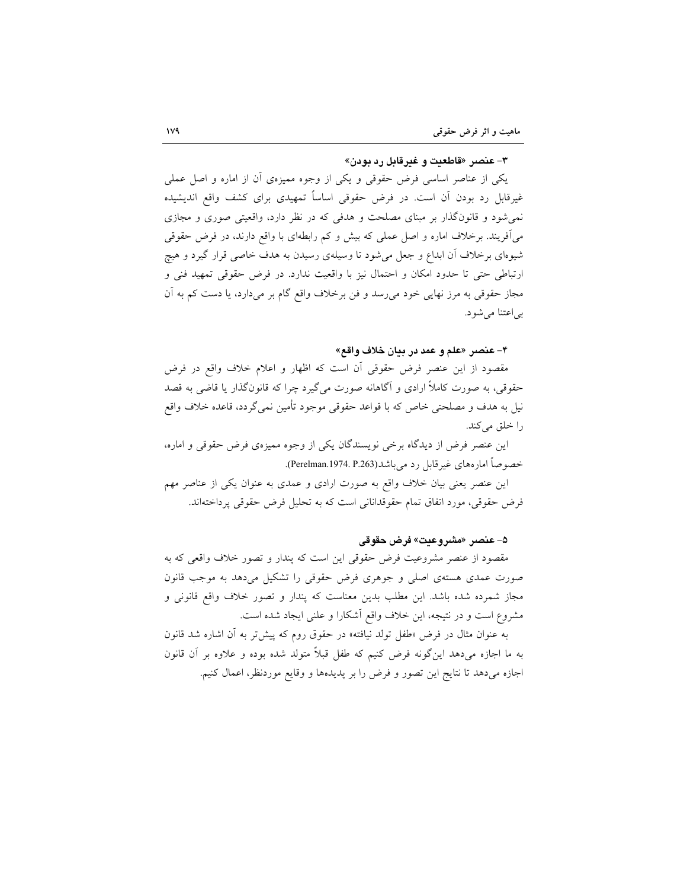### ۳- عنصر «قاطعیت و غیرقابل رد بودن»

یکی از عناصر اساسی فرض حقوقی و یکی از وجوه ممیزه‌ی آن از اماره و اصل عملی غیرقابل رد بودن آن است. در فرض حقوقی اساساً تمهیدی برای کشف واقع اندیشیده نمی‌شود و قانون‌گذار بر مبنای مصلحت و هدفی که در نظر دارد، واقعیتی صوری و مجازی می‌آفریند. برخلاف اماره و اصل عملی که بیش و کم رابطه‌ای با واقع دارند، در فرض حقوقی شیوه‌ای برخلاف آن ابداع و جعل می‌شود تا وسیله‌ی رسیدن به هدف خاصی قرار گیرد و هیچ ارتباطی حتی تا حدود امکان و احتمال نیز با واقعیت ندارد. در فرض حقوقی تمهید فنی و مجاز حقوقی به مرز نهایی خود می‌رسد و فن برخلاف واقع گام بر می‌دارد، یا دست کم به آن بی‌اعتنا می‌شود.

### ۴- عنصر «علم و عمد در بیان خلاف واقع»

مقصود از این عنصر فرض حقوقی آن است که اظهار و اعلام خلاف واقع در فرض حقوقی، به صورت کاملاً ارادی و آگاهانه صورت می‌گیرد چرا که قانون‌گذار یا قاضی به قصد نیل به هدف و مصلحتی خاص که با قواعد حقوقی موجود تأمین نمی‌گردد، قاعده خلاف واقع را خلق می‌کند.

این عنصر فرض از دیدگاه برخی نویسندگان یکی از وجوه ممیزه‌ی فرض حقوقی و اماره، خصوصاً اماره‌های غیرقابل رد می‌باشد(Perelman.1974. P.263).

این عنصر یعنی بیان خلاف واقع به صورت ارادی و عمدی به عنوان یکی از عناصر مهم فرض حقوقی، مورد اتفاق تمام حقوقدانانی است که به تحلیل فرض حقوقی پرداخته‌اند.

### ۵- عنصر «مشروعیت» فرض حقوقی

مقصود از عنصر مشروعیت فرض حقوقی این است که پندار و تصور خلاف واقعی که به صورت عمدی هسته‌ی اصلی و جوهری فرض حقوقی را تشکیل می‌دهد به موجب قانون مجاز شمرده شده باشد. این مطلب بدین معناست که پندار و تصور خلاف واقع قانونی و مشروع است و در نتیجه، این خلاف واقع آشکارا و علنی ایجاد شده است.

به عنوان مثال در فرض «طفل تولد نیافته» در حقوق روم که پیش‌تر به آن اشاره شد قانون به ما اجازه می‌دهد این‌گونه فرض کنیم که طفل قبلاً متولد شده بوده و علاوه بر آن قانون اجازه می‌دهد تا نتایج این تصور و فرض را بر پدیده‌ها و وقایع موردنظر، اعمال کنیم.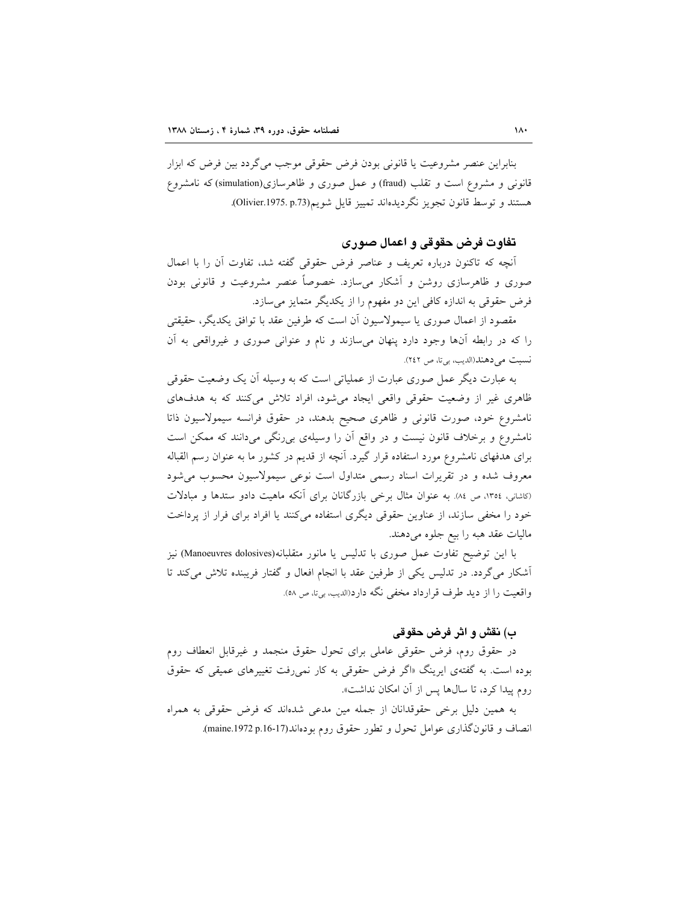بنابراین عنصر مشروعیت یا قانونی بودن فرض حقوقی موجب می‌گردد بین فرض که ابزار قانونی و مشروع است و تقلب (fraud) و عمل صوری و ظاهرسازی(simulation) که نامشروع هستند و توسط قانون تجویز نگردیده‌اند تمییز قایل شویم(Olivier.1975. p.73).

## تفاوت فرض حقوقی و اعمال صوری

آنچه که تاکنون درباره تعریف و عناصر فرض حقوقی گفته شد، تفاوت آن را با اعمال صوری و ظاهرسازی روشن و آشکار می‌سازد. خصوصاً عنصر مشروعیت و قانونی بودن فرض حقوقی به اندازه کافی این دو مفهوم را از یکدیگر متمایز می‌سازد.

مقصود از اعمال صوری یا سیمولاسیون آن است که طرفین عقد با توافق یکدیگر، حقیقتی را که در رابطه آن‌ها وجود دارد پنهان می‌سازند و نام و عنوانی صوری و غیرواقعی به آن نسبت می‌دهند(الدیب، بی‌تا، ص ۲٤۲).

به عبارت دیگر عمل صوری عبارت از عملیاتی است که به وسیله آن یک وضعیت حقوقی ظاهری غیر از وضعیت حقوقی واقعی ایجاد می‌شود، افراد تلاش می‌کنند که به هدف‌های نامشروع خود، صورت قانونی و ظاهری صحیح بدهند، در حقوق فرانسه سیمولاسیون ذاتا نامشروع و برخلاف قانون نیست و در واقع آن را وسیله‌ی بی‌رنگی می‌دانند که ممکن است برای هدفهای نامشروع مورد استفاده قرار گیرد. آنچه از قدیم در کشور ما به عنوان رسم القباله معروف شده و در تقریرات اسناد رسمی متداول است نوعی سیمولاسیون محسوب می‌شود (کاشانی، ۱۳٥٤، ص ۸٤). به عنوان مثال برخی بازرگانان برای آنکه ماهیت دادو ستدها و مبادلات خود را مخفی سازند، از عناوین حقوقی دیگری استفاده می‌کنند یا افراد برای فرار از پرداخت مالیات عقد هبه را بیع جلوه می‌دهند.

با این توضیح تفاوت عمل صوری با تدلیس یا مانور متقلبانه(Manoeuvres dolosives) نیز آشکار می‌گردد. در تدلیس یکی از طرفین عقد با انجام افعال و گفتار فریبنده تلاش می‌کند تا واقعیت را از دید طرف قرارداد مخفی نگه دارد(الدیب، بی‌تا، ص ٥۸).

## ب) نقش و اثر فرض حقوقی

در حقوق روم، فرض حقوقی عاملی برای تحول حقوق منجمد و غیرقابل انعطاف روم بوده است. به گفته‌ی ایرینگ «اگر فرض حقوقی به کار نمی‌رفت تغییرهای عمیقی که حقوق روم پیدا کرد، تا سال‌ها پس از آن امکان نداشت».

به همین دلیل برخی حقوقدانان از جمله مین مدعی شده‌اند که فرض حقوقی به همراه انصاف و قانون‌گذاری عوامل تحول و تطور حقوق روم بوده‌اند(maine.1972 p.16-17).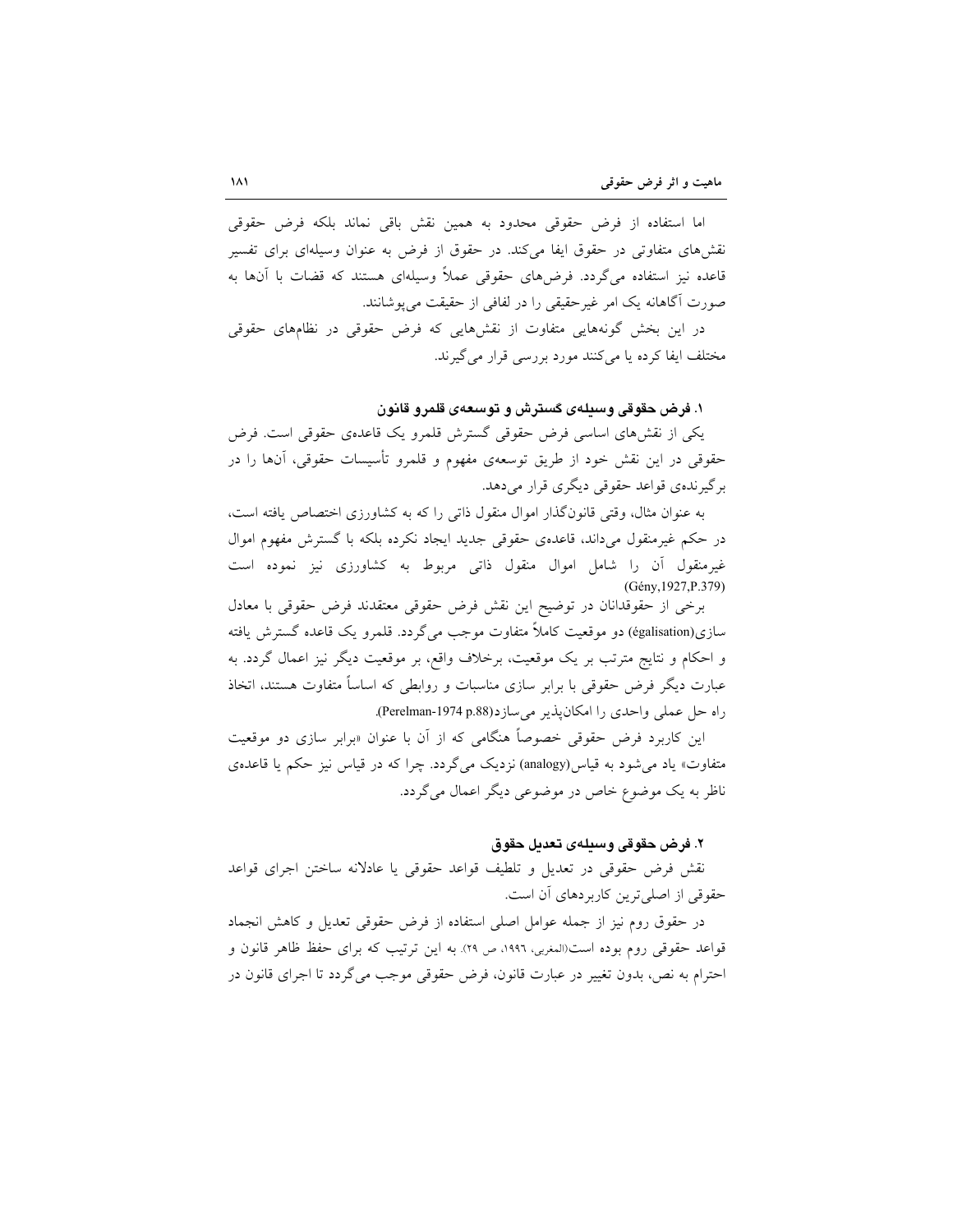اما استفاده از فرض حقوقی محدود به همین نقش باقی نماند بلکه فرض حقوقی نقش‌های متفاوتی در حقوق ایفا می‌کند. در حقوق از فرض به عنوان وسیله‌ای برای تفسیر قاعده نیز استفاده می‌گردد. فرض‌های حقوقی عملاً وسیله‌ای هستند که قضات با آن‌ها به صورت آگاهانه یک امر غیرحقیقی را در لفافی از حقیقت می‌پوشانند.

در این بخش گونه‌هایی متفاوت از نقش‌هایی که فرض حقوقی در نظام‌های حقوقی مختلف ایفا کرده یا می‌کنند مورد بررسی قرار می‌گیرند.

### ۱. فرض حقوقی وسیله‌ی گسترش و توسعه‌ی قلمرو قانون

یکی از نقش‌های اساسی فرض حقوقی گسترش قلمرو یک قاعده‌ی حقوقی است. فرض حقوقی در این نقش خود از طریق توسعه‌ی مفهوم و قلمرو تأسیسات حقوقی، آن‌ها را در برگیرنده‌ی قواعد حقوقی دیگری قرار می‌دهد.

به عنوان مثال، وقتی قانونگذار اموال منقول ذاتی را که به کشاورزی اختصاص یافته است، در حکم غیرمنقول می‌داند، قاعده‌ی حقوقی جدید ایجاد نکرده بلکه با گسترش مفهوم اموال غیرمنقول آن را شامل اموال منقول ذاتی مربوط به کشاورزی نیز نموده است (Gény,1927,P.379)

برخی از حقوقدانان در توضیح این نقش فرض حقوقی معتقدند فرض حقوقی با معادل سازی(égalisation) دو موقعیت کاملاً متفاوت موجب می‌گردد. قلمرو یک قاعده گسترش یافته و احکام و نتایج مترتب بر یک موقعیت، برخلاف واقع، بر موقعیت دیگر نیز اعمال گردد. به عبارت دیگر فرض حقوقی با برابر سازی مناسبات و روابطی که اساساً متفاوت هستند، اتخاذ راه حل عملی واحدی را امکان‌پذیر می‌سازد(Perelman-1974 p.88).

این کاربرد فرض حقوقی خصوصاً هنگامی که از آن با عنوان «برابر سازی دو موقعیت متفاوت» یاد می‌شود به قیاس(analogy) نزدیک می‌گردد. چرا که در قیاس نیز حکم یا قاعده‌ی ناظر به یک موضوع خاص در موضوعی دیگر اعمال می‌گردد.

### ۲. فرض حقوقی وسیله‌ی تعدیل حقوق

نقش فرض حقوقی در تعدیل و تلطیف قواعد حقوقی یا عادلانه ساختن اجرای قواعد حقوقی از اصلی‌ترین کاربردهای آن است.

در حقوق روم نیز از جمله عوامل اصلی استفاده از فرض حقوقی تعدیل و کاهش انجماد قواعد حقوقی روم بوده است(المغربی، ١٩٩٦، ص ٢٩). به این ترتیب که برای حفظ ظاهر قانون و احترام به نص، بدون تغییر در عبارت قانون، فرض حقوقی موجب می‌گردد تا اجرای قانون در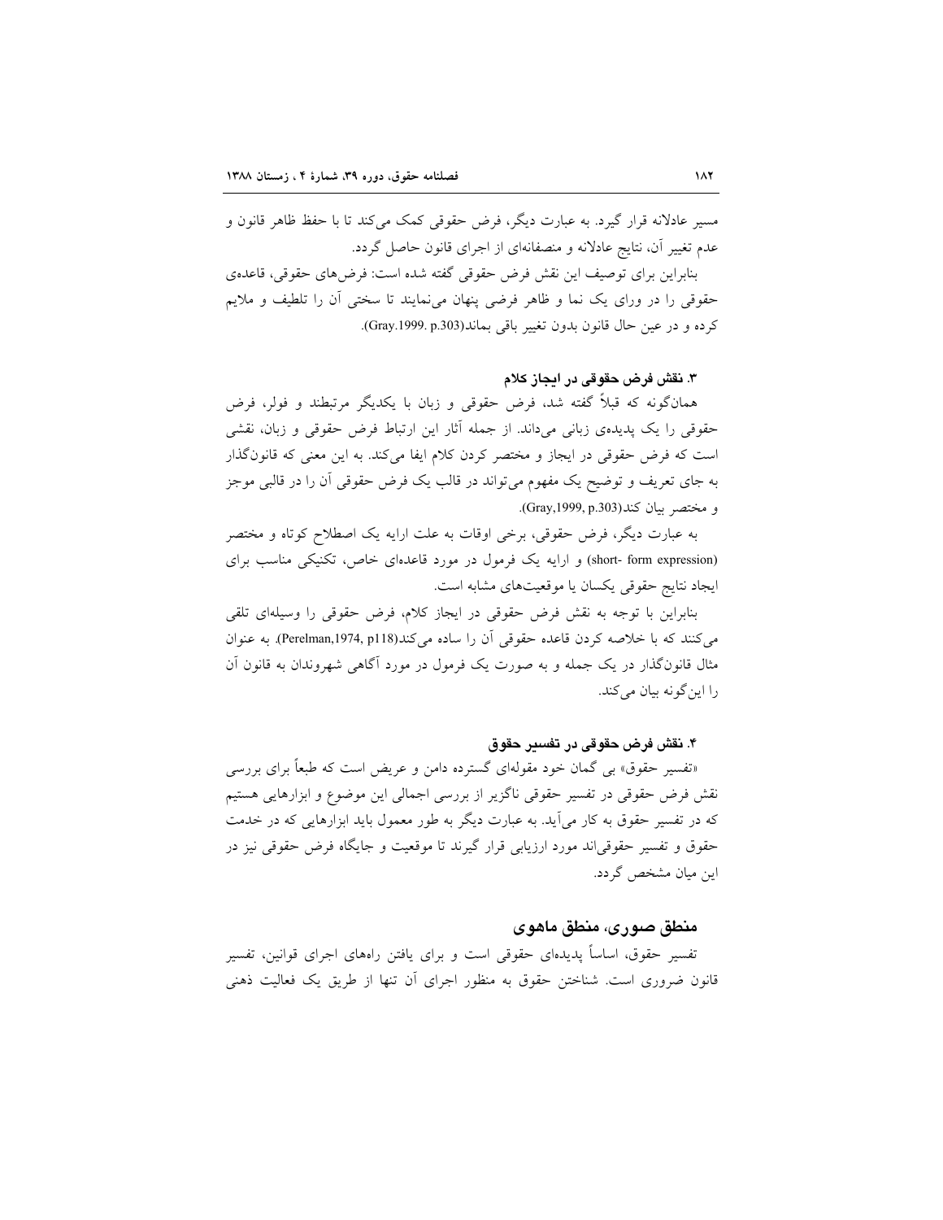مسیر عادلانه قرار گیرد. به عبارت دیگر، فرض حقوقی کمک می‌کند تا با حفظ ظاهر قانون و عدم تغییر آن، نتایج عادلانه و منصفانه‌ای از اجرای قانون حاصل گردد.

بنابراین برای توصیف این نقش فرض حقوقی گفته شده است: فرض‌های حقوقی، قاعده‌ی حقوقی را در ورای یک نما و ظاهر فرضی پنهان می‌نمایند تا سختی آن را تلطیف و ملایم کرده و در عین حال قانون بدون تغییر باقی بماند(Gray.1999. p.303).

#### ۳. نقش فرض حقوقی در ایجاز کلام

همان‌گونه که قبلاً گفته شد، فرض حقوقی و زبان با یکدیگر مرتبطند و فولر، فرض حقوقی را یک پدیده‌ی زبانی می‌داند. از جمله آثار این ارتباط فرض حقوقی و زبان، نقشی است که فرض حقوقی در ایجاز و مختصر کردن کلام ایفا می‌کند. به این معنی که قانون‌گذار به جای تعریف و توضیح یک مفهوم می‌تواند در قالب یک فرض حقوقی آن را در قالبی موجز و مختصر بیان کند(Gray,1999, p.303).

به عبارت دیگر، فرض حقوقی، برخی اوقات به علت ارایه یک اصطلاح کوتاه و مختصر (short- form expression) و ارایه یک فرمول در مورد قاعده‌ای خاص، تکنیکی مناسب برای ایجاد نتایج حقوقی یکسان یا موقعیت‌های مشابه است.

بنابراین با توجه به نقش فرض حقوقی در ایجاز کلام، فرض حقوقی را وسیله‌ای تلقی می‌کنند که با خلاصه کردن قاعده حقوقی آن را ساده می‌کند(Perelman,1974, p118). به عنوان مثال قانون‌گذار در یک جمله و به صورت یک فرمول در مورد آگاهی شهروندان به قانون آن را این‌گونه بیان می‌کند.

#### ۴. نقش فرض حقوقی در تفسیر حقوق

«تفسیر حقوق» بی گمان خود مقوله‌ای گسترده دامن و عریض است که طبعاً برای بررسی نقش فرض حقوقی در تفسیر حقوقی ناگزیر از بررسی اجمالی این موضوع و ابزارهایی هستیم که در تفسیر حقوق به کار می‌آید. به عبارت دیگر به طور معمول باید ابزارهایی که در خدمت حقوق و تفسیر حقوقی‌اند مورد ارزیابی قرار گیرند تا موقعیت و جایگاه فرض حقوقی نیز در این میان مشخص گردد.

### منطق صوری، منطق ماهوی

تفسیر حقوق، اساساً پدیده‌ای حقوقی است و برای یافتن راه‌های اجرای قوانین، تفسیر قانون ضروری است. شناختن حقوق به منظور اجرای آن تنها از طریق یک فعالیت ذهنی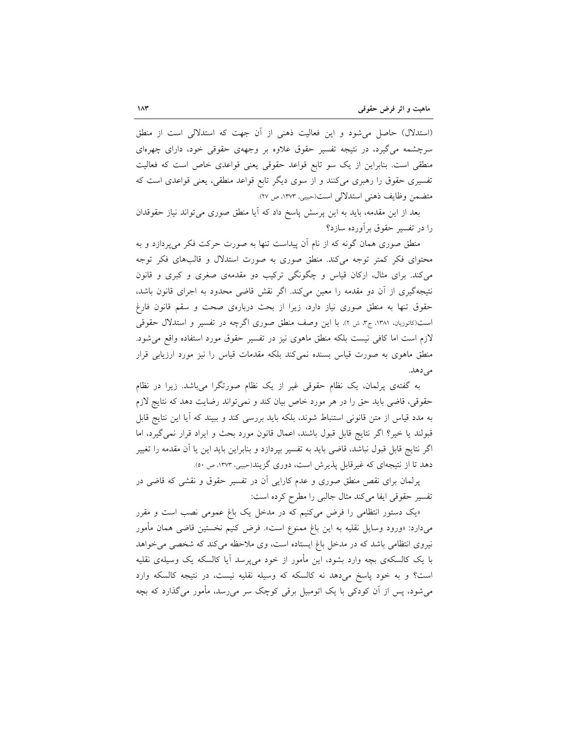(استدلال) حاصل می‌شود و این فعالیت ذهنی از آن جهت که استدلالی است از منطق سرچشمه می‌گیرد، در نتیجه تفسیر حقوق علاوه بر وجهه‌ی حقوقی خود، دارای چهره‌ای منطقی است. بنابراین از یک سو تابع قواعد حقوقی یعنی قواعدی خاص است که فعالیت تفسیری حقوق را رهبری می‌کنند و از سوی دیگر تابع قواعد منطقی، یعنی قواعدی است که متضمن وظایف ذهنی استدلالی است(حبیبی، ۱۳۷۳، ص ۲۷).

بعد از این مقدمه، باید به این پرسش پاسخ داد که آیا منطق صوری می‌تواند نیاز حقوقدان را در تفسیر حقوق برآورده سازد؟

منطق صوری همان گونه که از نام آن پیداست تنها به صورت حرکت فکر می‌پردازد و به محتوای فکر کمتر توجه می‌کند. منطق صوری به صورت استدلال و قالب‌های فکر توجه می‌کند. برای مثال، ارکان قیاس و چگونگی ترکیب دو مقدمه‌ی صغری و کبری و قانون نتیجه‌گیری از آن دو مقدمه را معین می‌کند. اگر نقش قاضی محدود به اجرای قانون باشد، حقوق تنها به منطق صوری نیاز دارد، زیرا از بحث درباره‌ی صحت و سقم قانون فارغ است(کاتوزیان، ۱۳۸۱، ج۳، ش ۲). با این وصف منطق صوری اگرچه در تفسیر و استدلال حقوقی لازم است اما کافی نیست بلکه منطق ماهوی نیز در تفسیر حقوق مورد استفاده واقع می‌شود. منطق ماهوی به صورت قیاس بسنده نمی‌کند بلکه مقدمات قیاس را نیز مورد ارزیابی قرار می‌دهد.

به گفته‌ی پرلمان، یک نظام حقوقی غیر از یک نظام صورتگرا می‌باشد. زیرا در نظام حقوقی، قاضی باید حق را در هر مورد خاص بیان کند و نمی‌تواند رضایت دهد که نتایج لازم به مدد قیاس از متن قانونی استنباط شوند، بلکه باید بررسی کند و ببیند که آیا این نتایج قابل قبولند یا خیر؟ اگر نتایج قابل قبول باشند، اعمال قانون مورد بحث و ایراد قرار نمی‌گیرد، اما اگر نتایج قابل قبول نباشد، قاضی باید به تفسیر بپردازد و بنابراین باید این یا آن مقدمه را تغییر دهد تا از نتیجه‌ای که غیرقابل پذیرش است، دوری گزیند(حبیبی، ۱۳۷۳، ص ۵۰).

پرلمان برای نقص منطق صوری و عدم کارایی آن در تفسیر حقوق و نقشی که قاضی در تفسیر حقوقی ایفا می‌کند مثال جالبی را مطرح کرده است:

«یک دستور انتظامی را فرض می‌کنیم که در مدخل یک باغ عمومی نصب است و مقرر می‌دارد: «ورود وسایل نقلیه به این باغ ممنوع است». فرض کنیم نخستین قاضی همان مأمور نیروی انتظامی باشد که در مدخل باغ ایستاده است، وی ملاحظه می‌کند که شخصی می‌خواهد با یک کالسکه‌ی بچه وارد بشود، این مأمور از خود می‌پرسد آیا کالسکه یک وسیله‌ی نقلیه است؟ و به خود پاسخ می‌دهد نه کالسکه که وسیله نقلیه نیست، در نتیجه کالسکه وارد می‌شود، پس از آن کودکی با یک اتومبیل برقی کوچک سر می‌رسد، مأمور می‌گذارد که بچه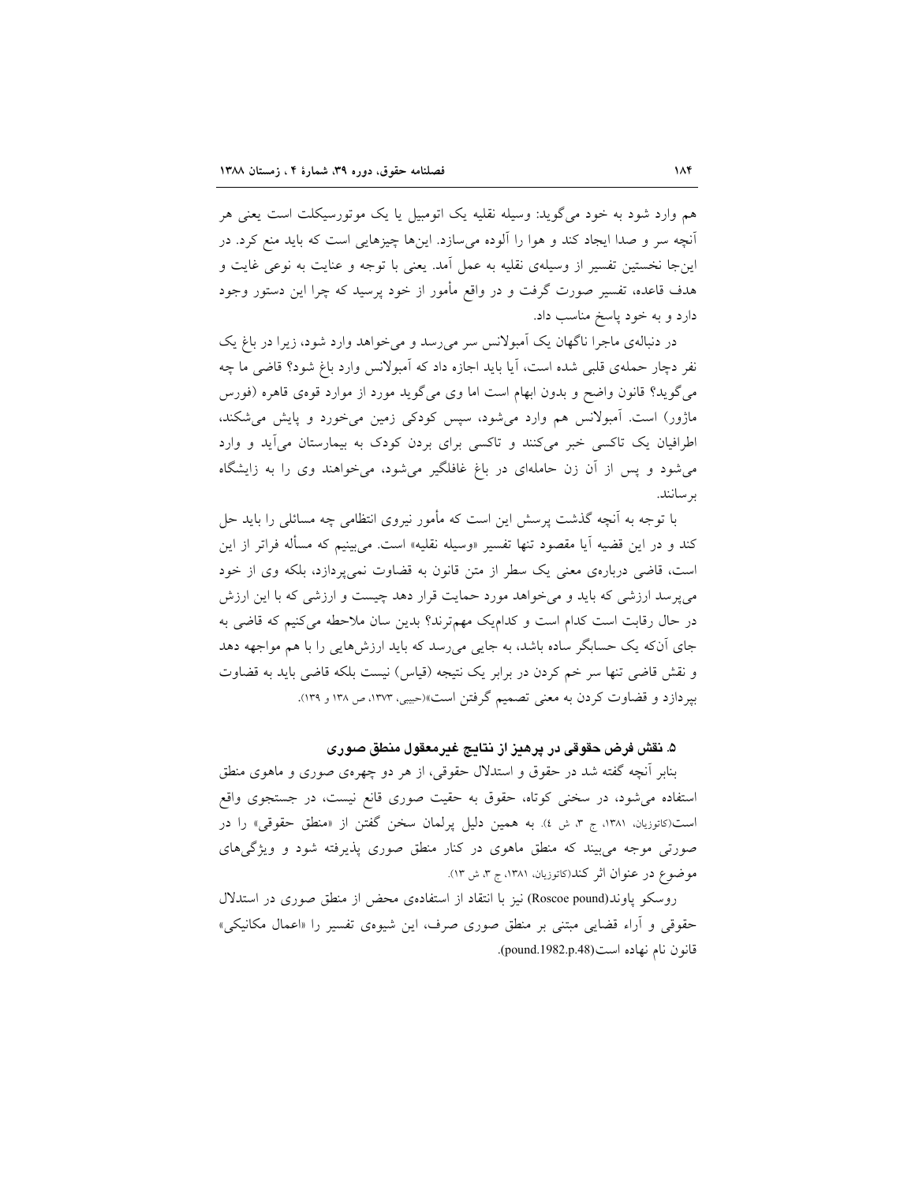هم وارد شود به خود می‌گوید: وسیله نقلیه یک اتومبیل یا یک موتورسیکلت است یعنی هر آنچه سر و صدا ایجاد کند و هوا را آلوده می‌سازد. این‌ها چیزهایی است که باید منع کرد. در این‌جا نخستین تفسیر از وسیله‌ی نقلیه به عمل آمد. یعنی با توجه و عنایت به نوعی غایت و هدف قاعده، تفسیر صورت گرفت و در واقع مأمور از خود پرسید که چرا این دستور وجود دارد و به خود پاسخ مناسب داد.

در دنباله‌ی ماجرا ناگهان یک آمبولانس سر می‌رسد و می‌خواهد وارد شود، زیرا در باغ یک نفر دچار حمله‌ی قلبی شده است، آیا باید اجازه داد که آمبولانس وارد باغ شود؟ قاضی ما چه می‌گوید؟ قانون واضح و بدون ابهام است اما وی می‌گوید مورد از موارد قوه‌ی قاهره (فورس ماژور) است. آمبولانس هم وارد می‌شود، سپس کودکی زمین می‌خورد و پایش می‌شکند، اطرافیان یک تاکسی خبر می‌کنند و تاکسی برای بردن کودک به بیمارستان می‌آید و وارد می‌شود و پس از آن زن حامله‌ای در باغ غافلگیر می‌شود، می‌خواهند وی را به زایشگاه برسانند.

با توجه به آنچه گذشت پرسش این است که مأمور نیروی انتظامی چه مسائلی را باید حل کند و در این قضیه آیا مقصود تنها تفسیر «وسیله نقلیه» است. می‌بینیم که مسأله فراتر از این است، قاضی درباره‌ی معنی یک سطر از متن قانون به قضاوت نمی‌پردازد، بلکه وی از خود می‌پرسد ارزشی که باید و می‌خواهد مورد حمایت قرار دهد چیست و ارزشی که با این ارزش در حال رقابت است کدام است و کدام‌یک مهم‌ترند؟ بدین سان ملاحظه می‌کنیم که قاضی به جای آن‌که یک حسابگر ساده باشد، به جایی می‌رسد که باید ارزش‌هایی را با هم مواجهه دهد و نقش قاضی تنها سر خم کردن در برابر یک نتیجه (قیاس) نیست بلکه قاضی باید به قضاوت بپردازد و قضاوت کردن به معنی تصمیم گرفتن است»(حبیبی، ۱۳۷۳، ص ۱۳۸ و ۱۳۹).

### ۵. نقش فرض حقوقی در پرهیز از نتایج غیرمعقول منطق صوری

بنابر آنچه گفته شد در حقوق و استدلال حقوقی، از هر دو چهره‌ی صوری و ماهوی منطق استفاده می‌شود، در سخنی کوتاه، حقوق به حقیت صوری قانع نیست، در جستجوی واقع است(کاتوزیان، ۱۳۸۱، ج ۳، ش ٤). به همین دلیل پرلمان سخن گفتن از «منطق حقوقی» را در صورتی موجه می‌بیند که منطق ماهوی در کنار منطق صوری پذیرفته شود و ویژگی‌های موضوع در عنوان اثر کند(کاتوزیان، ۱۳۸۱، ج ۳، ش ۱۳).

روسکو پاوند(Roscoe pound) نیز با انتقاد از استفاده‌ی محض از منطق صوری در استدلال حقوقی و آراء قضایی مبتنی بر منطق صوری صرف، این شیوه‌ی تفسیر را «اعمال مکانیکی» قانون نام نهاده است(pound.1982.p.48).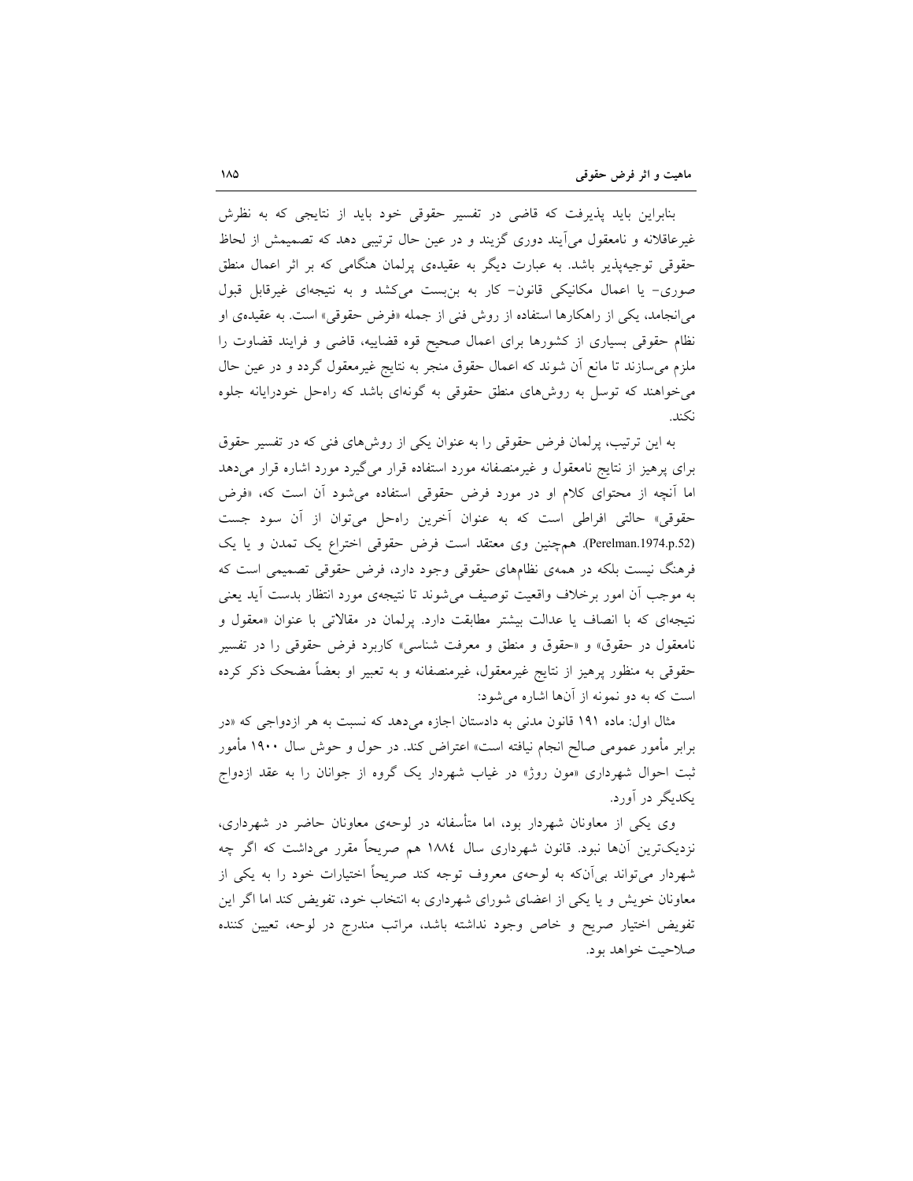بنابراین باید پذیرفت که قاضی در تفسیر حقوقی خود باید از نتایجی که به نظرش غیرعاقلانه و نامعقول می‌آیند دوری گزیند و در عین حال ترتیبی دهد که تصمیمش از لحاظ حقوقی توجیه‌پذیر باشد. به عبارت دیگر به عقیده‌ی پرلمان هنگامی که بر اثر اعمال منطق صوری- یا اعمال مکانیکی قانون- کار به بن‌بست می‌کشد و به نتیجه‌ای غیرقابل قبول می‌انجامد، یکی از راهکارها استفاده از روش فنی از جمله «فرض حقوقی» است. به عقیده‌ی او نظام حقوقی بسیاری از کشورها برای اعمال صحیح قوه قضاییه، قاضی و فرایند قضاوت را ملزم می‌سازند تا مانع آن شوند که اعمال حقوق منجر به نتایج غیرمعقول گردد و در عین حال می‌خواهند که توسل به روش‌های منطق حقوقی به گونه‌ای باشد که راه‌حل خودرایانه جلوه نکند.

به این ترتیب، پرلمان فرض حقوقی را به عنوان یکی از روش‌های فنی که در تفسیر حقوق برای پرهیز از نتایج نامعقول و غیرمنصفانه مورد استفاده قرار می‌گیرد مورد اشاره قرار می‌دهد اما آنچه از محتوای کلام او در مورد فرض حقوقی استفاده می‌شود آن است که، «فرض حقوقی» حالتی افراطی است که به عنوان آخرین راه‌حل می‌توان از آن سود جست (Perelman.1974.p.52). همچنین وی معتقد است فرض حقوقی اختراع یک تمدن و یا یک فرهنگ نیست بلکه در همه‌ی نظام‌های حقوقی وجود دارد، فرض حقوقی تصمیمی است که به موجب آن امور برخلاف واقعیت توصیف می‌شوند تا نتیجه‌ی مورد انتظار بدست آید یعنی نتیجه‌ای که با انصاف یا عدالت بیشتر مطابقت دارد. پرلمان در مقالاتی با عنوان «معقول و نامعقول در حقوق» و «حقوق و منطق و معرفت شناسی» کاربرد فرض حقوقی را در تفسیر حقوقی به منظور پرهیز از نتایج غیرمعقول، غیرمنصفانه و به تعبیر او بعضاً مضحک ذکر کرده است که به دو نمونه از آن‌ها اشاره می‌شود:

مثال اول: ماده ۱۹۱ قانون مدنی به دادستان اجازه می‌دهد که نسبت به هر ازدواجی که «در برابر مأمور عمومی صالح انجام نیافته است» اعتراض کند. در حول و حوش سال ۱۹۰۰ مأمور ثبت احوال شهرداری «مون روژ» در غیاب شهردار یک گروه از جوانان را به عقد ازدواج یکدیگر در آورد.

وی یکی از معاونان شهردار بود، اما متأسفانه در لوحه‌ی معاونان حاضر در شهرداری، نزدیک‌ترین آن‌ها نبود. قانون شهرداری سال ۱۸۸٤ هم صریحاً مقرر می‌داشت که اگر چه شهردار می‌تواند بی‌آن‌که به لوحه‌ی معروف توجه کند صریحاً اختیارات خود را به یکی از معاونان خویش و یا یکی از اعضای شورای شهرداری به انتخاب خود، تفویض کند اما اگر این تفویض اختیار صریح و خاص وجود نداشته باشد، مراتب مندرج در لوحه، تعیین کننده صلاحیت خواهد بود.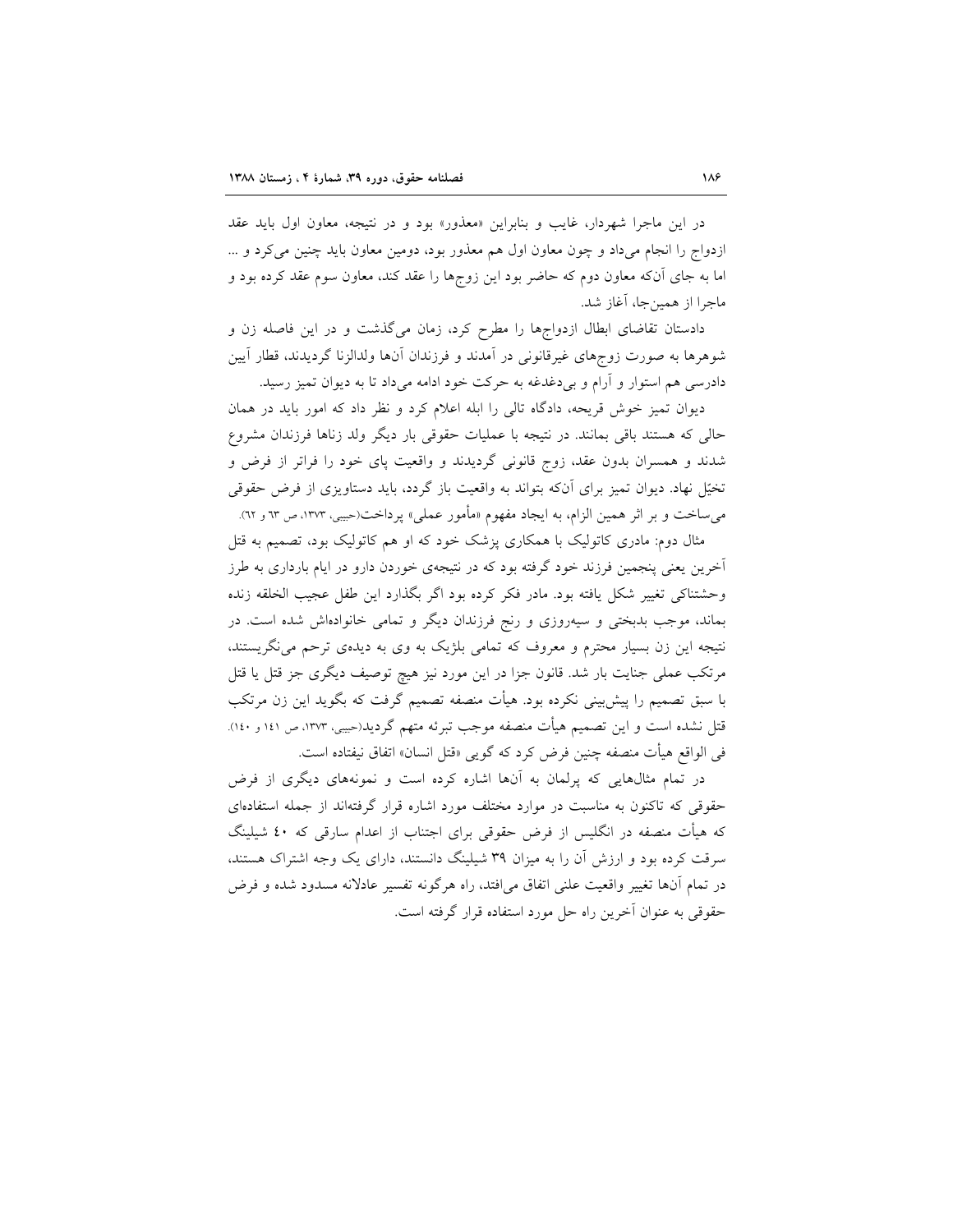در این ماجرا شهردار، غایب و بنابراین «معذور» بود و در نتیجه، معاون اول باید عقد ازدواج را انجام می‌داد و چون معاون اول هم معذور بود، دومین معاون باید چنین می‌کرد و ... اما به جای آن‌که معاون دوم که حاضر بود این زوج‌ها را عقد کند، معاون سوم عقد کرده بود و ماجرا از همین‌جا، آغاز شد.

دادستان تقاضای ابطال ازدواج‌ها را مطرح کرد، زمان می‌گذشت و در این فاصله زن و شوهرها به صورت زوج‌های غیرقانونی در آمدند و فرزندان آن‌ها ولدالزنا گردیدند، قطار آیین دادرسی هم استوار و آرام و بی‌دغدغه به حرکت خود ادامه می‌داد تا به دیوان تمیز رسید.

دیوان تمیز خوش قریحه، دادگاه تالی را ابله اعلام کرد و نظر داد که امور باید در همان حالی که هستند باقی بمانند. در نتیجه با عملیات حقوقی بار دیگر ولد زناها فرزندان مشروع شدند و همسران بدون عقد، زوج قانونی گردیدند و واقعیت پای خود را فراتر از فرض و تخیّل نهاد. دیوان تمیز برای آن‌که بتواند به واقعیت باز گردد، باید دستاویزی از فرض حقوقی می‌ساخت و بر اثر همین الزام، به ایجاد مفهوم «مأمور عملی» پرداخت(حبیبی، ۱۳۷۳، ص ٦٣ و ٦٢).

مثال دوم: مادری کاتولیک با همکاری پزشک خود که او هم کاتولیک بود، تصمیم به قتل آخرین یعنی پنجمین فرزند خود گرفته بود که در نتیجه‌ی خوردن دارو در ایام بارداری به طرز وحشتناکی تغییر شکل یافته بود. مادر فکر کرده بود اگر بگذارد این طفل عجیب الخلقه زنده بماند، موجب بدبختی و سیه‌روزی و رنج فرزندان دیگر و تمامی خانواده‌اش شده است. در نتیجه این زن بسیار محترم و معروف که تمامی بلژیک به وی به دیده‌ی ترحم می‌نگریستند، مرتکب عملی جنایت بار شد. قانون جزا در این مورد نیز هیچ توصیف دیگری جز قتل یا قتل با سبق تصمیم را پیش‌بینی نکرده بود. هیأت منصفه تصمیم گرفت که بگوید این زن مرتکب قتل نشده است و این تصمیم هیأت منصفه موجب تبرئه متهم گردید(حبیبی، ۱۳۷۳، ص ۱٤۱ و ۱٤۰). فی الواقع هیأت منصفه چنین فرض کرد که گویی «قتل انسان» اتفاق نیفتاده است.

در تمام مثال‌هایی که پرلمان به آن‌ها اشاره کرده است و نمونه‌های دیگری از فرض حقوقی که تاکنون به مناسبت در موارد مختلف مورد اشاره قرار گرفته‌اند از جمله استفاده‌ای که هیأت منصفه در انگلیس از فرض حقوقی برای اجتناب از اعدام سارقی که ٤۰ شیلینگ سرقت کرده بود و ارزش آن را به میزان ۳۹ شیلینگ دانستند، دارای یک وجه اشتراک هستند، در تمام آن‌ها تغییر واقعیت علنی اتفاق می‌افتد، راه هرگونه تفسیر عادلانه مسدود شده و فرض حقوقی به عنوان آخرین راه حل مورد استفاده قرار گرفته است.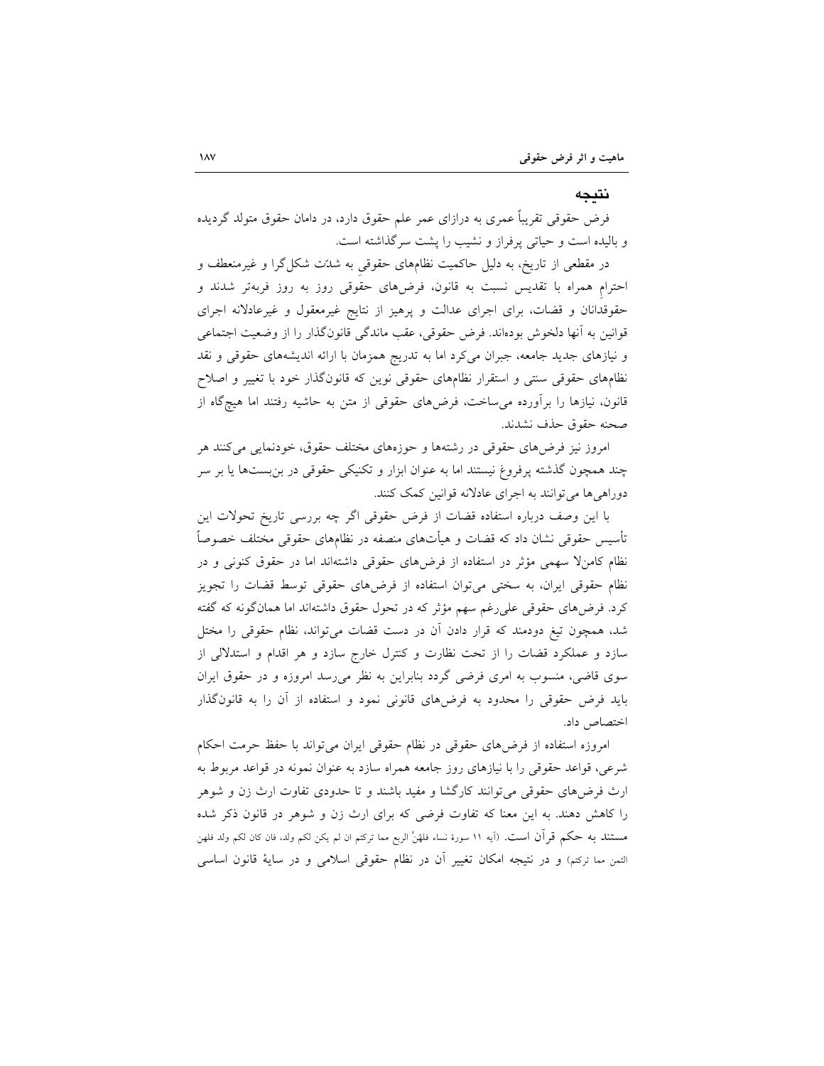## نتیجه

فرض حقوقی تقریباً عمری به درازای عمر علم حقوق دارد، در دامان حقوق متولد گردیده و بالیده است و حیاتی پرفراز و نشیب را پشت سرگذاشته است.

در مقطعی از تاریخ، به دلیل حاکمیت نظام‌های حقوقیِ به شدّت شکل‌گرا و غیرمنعطف و احترامِ همراه با تقدیس نسبت به قانون، فرض‌های حقوقی روز به روز فربه‌تر شدند و حقوقدانان و قضات، برای اجرای عدالت و پرهیز از نتایج غیرمعقول و غیرعادلانه اجرای قوانین به آنها دلخوش بوده‌اند. فرض حقوقی، عقب ماندگی قانون‌گذار را از وضعیت اجتماعی و نیازهای جدید جامعه، جبران می‌کرد اما به تدریج همزمان با ارائه اندیشه‌های حقوقی و نقد نظام‌های حقوقی سنتی و استقرار نظام‌های حقوقی نوین که قانون‌گذار خود با تغییر و اصلاح قانون، نیازها را برآورده می‌ساخت، فرض‌های حقوقی از متن به حاشیه رفتند اما هیچ‌گاه از صحنه حقوق حذف نشدند.

امروز نیز فرض‌های حقوقی در رشته‌ها و حوزه‌های مختلف حقوق، خودنمایی می‌کنند هر چند همچون گذشته پرفروغ نیستند اما به عنوان ابزار و تکنیکی حقوقی در بن‌بست‌ها یا بر سر دوراهی‌ها می‌توانند به اجرای عادلانه قوانین کمک کنند.

با این وصف درباره استفاده قضات از فرض حقوقی اگر چه بررسی تاریخ تحولات این تأسیس حقوقی نشان داد که قضات و هیأت‌های منصفه در نظام‌های حقوقی مختلف خصوصاً نظام کامن‌لا سهمی مؤثر در استفاده از فرض‌های حقوقی داشته‌اند اما در حقوق کنونی و در نظام حقوقی ایران، به سختی می‌توان استفاده از فرض‌های حقوقی توسط قضات را تجویز کرد. فرض‌های حقوقی علی‌رغم سهم مؤثر که در تحول حقوق داشته‌اند اما همان‌گونه که گفته شد، همچون تیغ دودمند که قرار دادن آن در دست قضات می‌تواند، نظام حقوقی را مختل سازد و عملکرد قضات را از تحت نظارت و کنترل خارج سازد و هر اقدام و استدلالی از سوی قاضی، منسوب به امری فرضی گردد بنابراین به نظر می‌رسد امروزه و در حقوق ایران باید فرض حقوقی را محدود به فرض‌های قانونی نمود و استفاده از آن را به قانون‌گذار اختصاص داد.

امروزه استفاده از فرض‌های حقوقی در نظام حقوقی ایران می‌تواند با حفظ حرمت احکام شرعی، قواعد حقوقی را با نیازهای روز جامعه همراه سازد به عنوان نمونه در قواعد مربوط به ارث فرض‌های حقوقی می‌توانند کارگشا و مفید باشند و تا حدودی تفاوت ارث زن و شوهر را کاهش دهند. به این معنا که تفاوت فرضی که برای ارث زن و شوهر در قانون ذکر شده مستند به حکم قرآن است. (آیه ۱۱ سورهٔ نساء فلهُنَّ الربع مما ترکتم ان لم یکن لکم ولد، فان کان لکم ولد فلهن الثمن مما ترکتم) و در نتیجه امکان تغییر آن در نظام حقوقی اسلامی و در سایهٔ قانون اساسی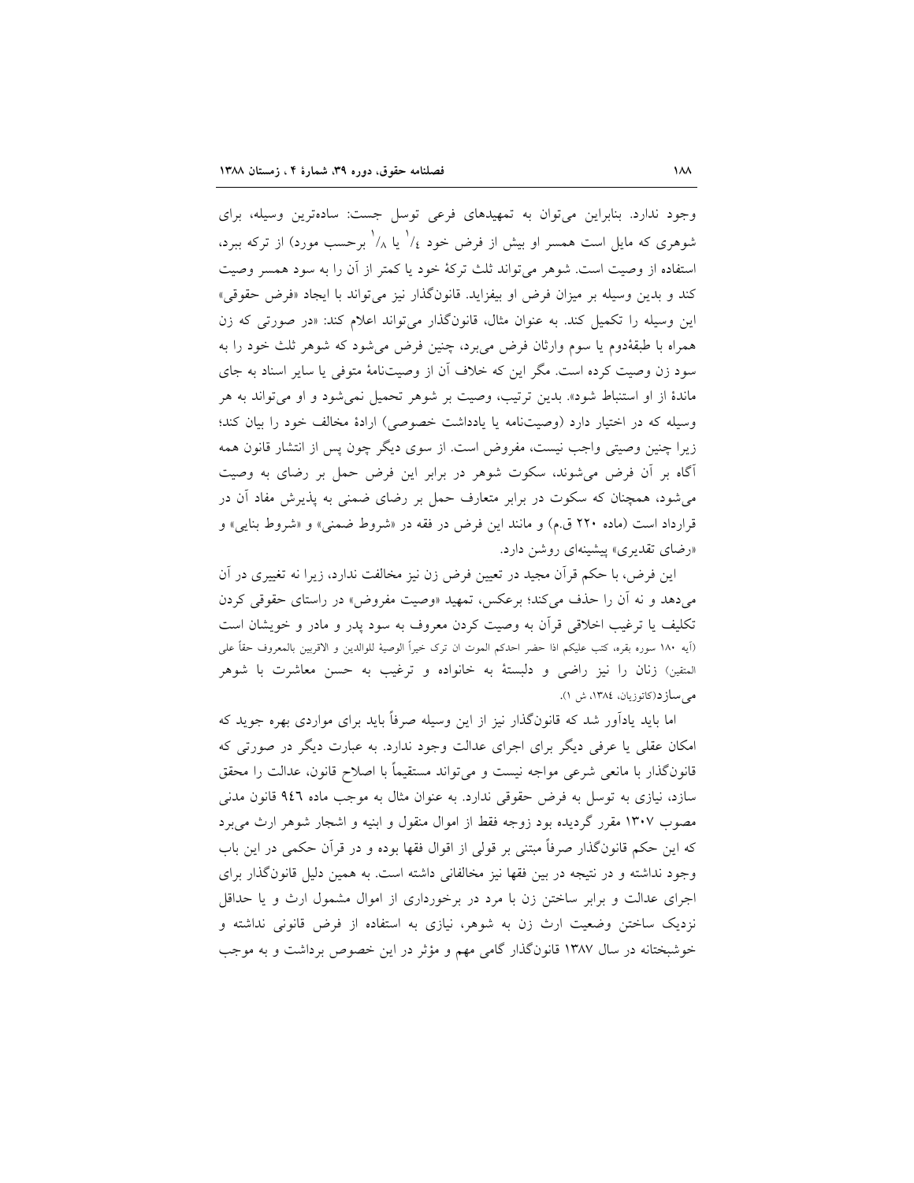وجود ندارد. بنابراین می‌توان به تمهیدهای فرعی توسل جست: ساده‌ترین وسیله، برای شوهری که مایل است همسر او بیش از فرض خود ۱/۴ یا ۱/۸ برحسب مورد) از ترکه ببرد، استفاده از وصیت است. شوهر می‌تواند ثلث ترکهٔ خود یا کمتر از آن را به سود همسر وصیت کند و بدین وسیله بر میزان فرض او بیفزاید. قانونگذار نیز می‌تواند با ایجاد «فرض حقوقی» این وسیله را تکمیل کند. به عنوان مثال، قانونگذار می‌تواند اعلام کند: «در صورتی که زن همراه با طبقهٔدوم یا سوم وارثان فرض می‌برد، چنین فرض می‌شود که شوهر ثلث خود را به سود زن وصیت کرده است. مگر این که خلاف آن از وصیت‌نامهٔ متوفی یا سایر اسناد به جای ماندهٔ از او استنباط شود». بدین ترتیب، وصیت بر شوهر تحمیل نمی‌شود و او می‌تواند به هر وسیله که در اختیار دارد (وصیت‌نامه یا یادداشت خصوصی) ارادهٔ مخالف خود را بیان کند؛ زیرا چنین وصیتی واجب نیست، مفروض است. از سوی دیگر چون پس از انتشار قانون همه آگاه بر آن فرض می‌شوند، سکوت شوهر در برابر این فرض حمل بر رضای به وصیت می‌شود، همچنان که سکوت در برابر متعارف حمل بر رضای ضمنی به پذیرش مفاد آن در قرارداد است (ماده ۲۲۰ ق.م) و مانند این فرض در فقه در «شروط ضمنی» و «شروط بنایی» و «رضای تقدیری» پیشینه‌ای روشن دارد.

این فرض، با حکم قرآن مجید در تعیین فرض زن نیز مخالفت ندارد، زیرا نه تغییری در آن می‌دهد و نه آن را حذف می‌کند؛ برعکس، تمهید «وصیت مفروض» در راستای حقوقی کردن تکلیف یا ترغیب اخلاقی قرآن به وصیت کردن معروف به سود پدر و مادر و خویشان است (آیه ۱۸۰ سوره بقره، کتب علیکم اذا حضر احدکم الموت ان ترک خیراً الوصیة للوالدین و الاقربین بالمعروف حقاً علی المتقین) زنان را نیز راضی و دلبستهٔ به خانواده و ترغیب به حسن معاشرت با شوهر می‌سازد(کاتوزیان، ۱۳۸٤، ش ۱).

اما باید یادآور شد که قانونگذار نیز از این وسیله صرفاً باید برای مواردی بهره جوید که امکان عقلی یا عرفی دیگر برای اجرای عدالت وجود ندارد. به عبارت دیگر در صورتی که قانونگذار با مانعی شرعی مواجه نیست و می‌تواند مستقیماً با اصلاح قانون، عدالت را محقق سازد، نیازی به توسل به فرض حقوقی ندارد. به عنوان مثال به موجب ماده ۹٤٦ قانون مدنی مصوب ۱۳۰۷ مقرر گردیده بود زوجه فقط از اموال منقول و ابنیه و اشجار شوهر ارث می‌برد که این حکم قانونگذار صرفاً مبتنی بر قولی از اقوال فقها بوده و در قرآن حکمی در این باب وجود نداشته و در نتیجه در بین فقها نیز مخالفانی داشته است. به همین دلیل قانونگذار برای اجرای عدالت و برابر ساختن زن با مرد در برخورداری از اموال مشمول ارث و یا حداقل نزدیک ساختن وضعیت ارث زن به شوهر، نیازی به استفاده از فرض قانونی نداشته و خوشبختانه در سال ۱۳۸۷ قانونگذار گامی مهم و مؤثر در این خصوص برداشت و به موجب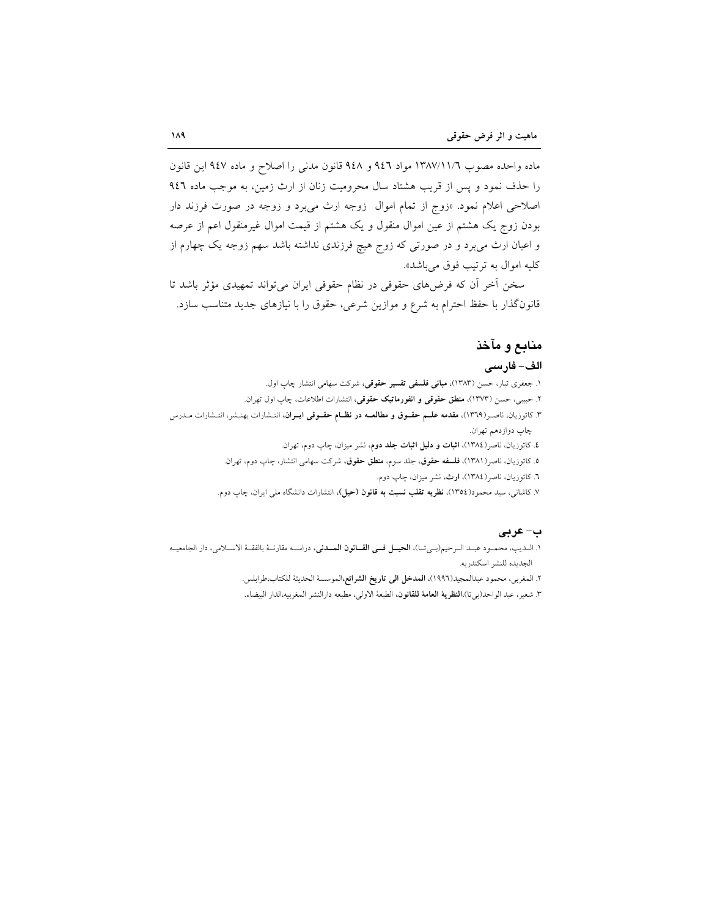ماده واحده مصوب ۱۳۸۷/۱۱/۶ مواد ۹۴۶ و ۹۴۸ قانون مدنی را اصلاح و ماده ۹۴۷ این قانون را حذف نمود و پس از قریب هشتاد سال محرومیت زنان از ارث زمین، به موجب ماده ۹۴۶ اصلاحی اعلام نمود. «زوج از تمام اموال زوجه ارث می‌برد و زوجه در صورت فرزند دار بودن زوج یک هشتم از عین اموال منقول و یک هشتم از قیمت اموال غیرمنقول اعم از عرصه و اعیان ارث می‌برد و در صورتی که زوج هیچ فرزندی نداشته باشد سهم زوجه یک چهارم از کلیه اموال به ترتیب فوق می‌باشد».

سخن آخر آن که فرض‌های حقوقی در نظام حقوقی ایران می‌تواند تمهیدی مؤثر باشد تا قانون‌گذار با حفظ احترام به شرع و موازین شرعی، حقوق را با نیازهای جدید متناسب سازد.

## منابع و مآخذ

### الف- فارسی

۱. جعفری تبار، حسن (۱۳۸۳)، **مبانی فلسفی تفسیر حقوقی**، شرکت سهامی انتشار چاپ اول.

۲. حبیبی، حسن (۱۳۷۳)، **منطق حقوقی و انفورماتیک حقوقی**، انتشارات اطلاعات، چاپ اول تهران.

۳. کاتوزیان، ناصر(۱۳۶۹)، **مقدمه علم حقوق و مطالعه در نظام حقوقی ایران**، انتشارات بهنشر، انتشارات مدرس چاپ دوازدهم تهران.

۴. کاتوزیان، ناصر(۱۳۸۴)، **اثبات و دلیل اثبات جلد دوم**، نشر میزان، چاپ دوم، تهران.

۵. کاتوزیان، ناصر(۱۳۸۱)، **فلسفه حقوق**، جلد سوم، **منطق حقوق**، شرکت سهامی انتشار، چاپ دوم، تهران.

۶. کاتوزیان، ناصر(۱۳۸۴)، **ارث**، نشر میزان، چاپ دوم.

۷. کاشانی، سید محمود(۱۳۵۴)، **نظریه تقلب نسبت به قانون (حیل)**، انتشارات دانشگاه ملی ایران، چاپ دوم.

### ب- عربی

۱. الدیب، محمود عبد الرحیم(بی‌تا)، **الحیل فی القانون المدنی**، دراسه مقارنة بالفقة الاسلامی، دار الجامعیه الجدیده للنشر اسکندریه.

۲. المغربی، محمود عبدالمجید(۱۹۹۶)، **المدخل الی تاریخ الشرائع**،الموسسة الحدیثة للکتاب،طرابلس.

۳. شعیر، عبد الواحد(بی‌تا)،**النظریة العامة للقانون**، الطبعة الاولی، مطبعه دارالنشر المغربیه،الدار البیضاء.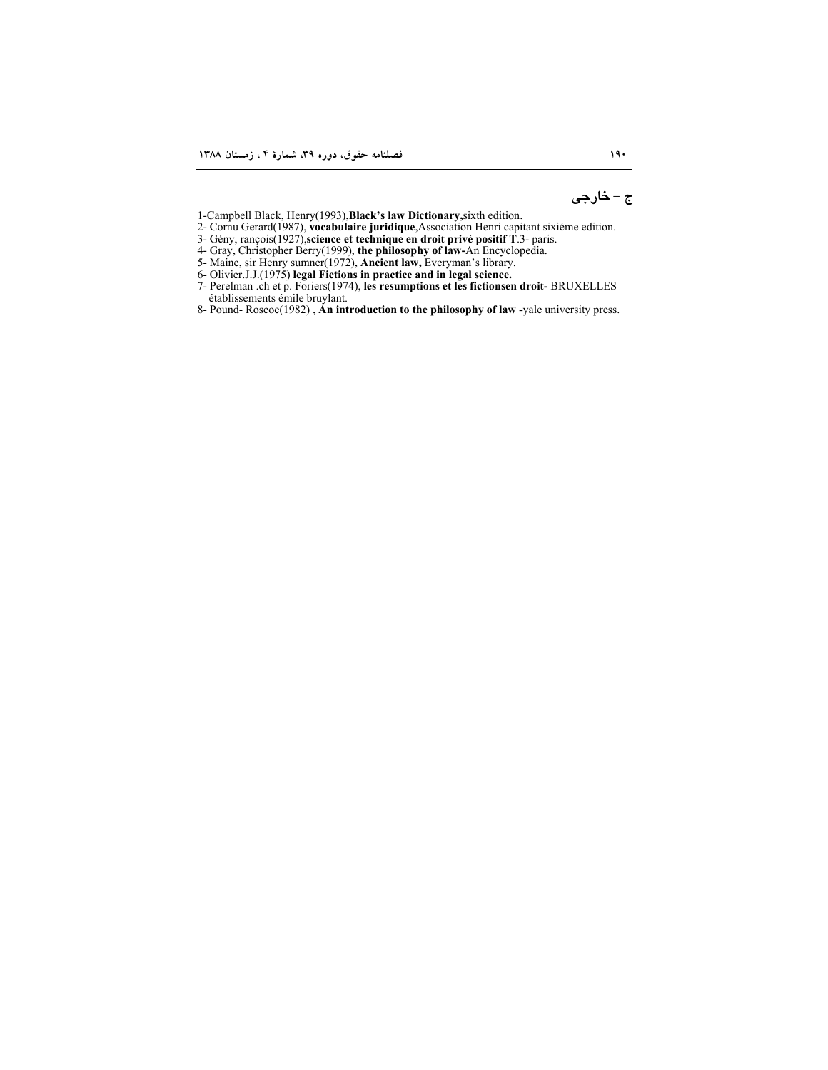## ج – خارجی

1-Campbell Black, Henry(1993),**Black's law Dictionary,**sixth edition.

2- Cornu Gerard(1987), **vocabulaire juridique**,Association Henri capitant sixiéme edition.

3- Gény, rançois(1927),**science et technique en droit privé positif T**.3- paris.

4- Gray, Christopher Berry(1999), **the philosophy of law-**An Encyclopedia.

5- Maine, sir Henry sumner(1972), **Ancient law,** Everyman's library.

6- Olivier.J.J.(1975) **legal Fictions in practice and in legal science.**

7- Perelman .ch et p. Foriers(1974), **les resumptions et les fictionsen droit-** BRUXELLES établissements émile bruylant.

8- Pound- Roscoe(1982) , **An introduction to the philosophy of law -**yale university press.